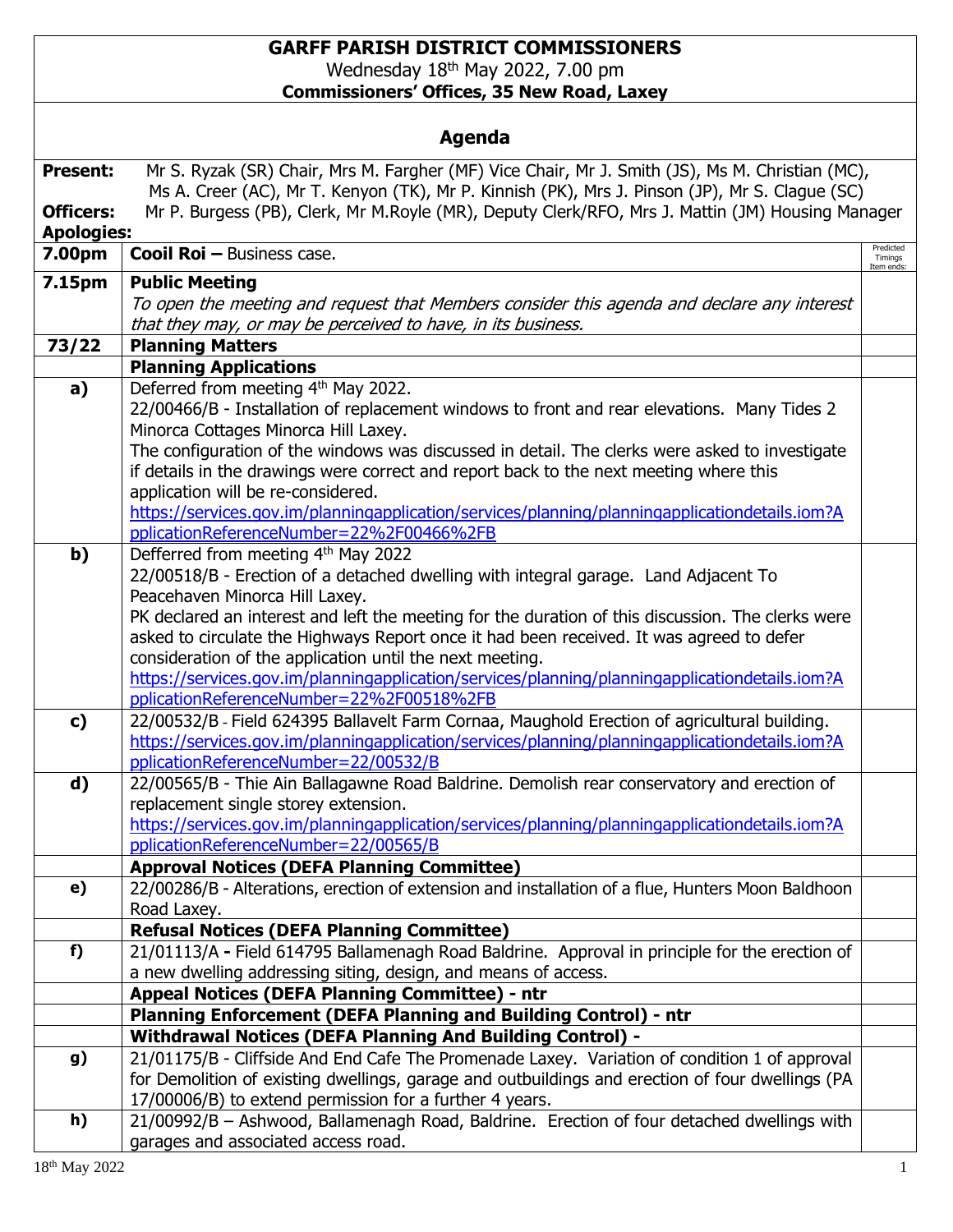# GARFF PARISH DISTRICT COMMISSIONERS

Wednesday 18th May 2022, 7.00 pm

**Commissioners' Offices, 35 New Road, Laxey**

## Agenda

**Present:** Mr S. Ryzak (SR) Chair, Mrs M. Fargher (MF) Vice Chair, Mr J. Smith (JS), Ms M. Christian (MC), Ms A. Creer (AC), Mr T. Kenyon (TK), Mr P. Kinnish (PK), Mrs J. Pinson (JP), Mr S. Clague (SC)

**Officers:** Mr P. Burgess (PB), Clerk, Mr M.Royle (MR), Deputy Clerk/RFO, Mrs J. Mattin (JM) Housing Manager

**Apologies:**

| | | Predicted Timings Item ends: |
|---|---|---|
| **7.00pm** | **Cooil Roi –** Business case. | |
| **7.15pm** | **Public Meeting**<br>*To open the meeting and request that Members consider this agenda and declare any interest that they may, or may be perceived to have, in its business.* | |
| **73/22** | **Planning Matters** | |
| | **Planning Applications** | |
| **a)** | Deferred from meeting 4th May 2022.<br>22/00466/B - Installation of replacement windows to front and rear elevations. Many Tides 2 Minorca Cottages Minorca Hill Laxey.<br>The configuration of the windows was discussed in detail. The clerks were asked to investigate if details in the drawings were correct and report back to the next meeting where this application will be re-considered.<br>https://services.gov.im/planningapplication/services/planning/planningapplicationdetails.iom?ApplicationReferenceNumber=22%2F00466%2FB | |
| **b)** | Defferred from meeting 4th May 2022<br>22/00518/B - Erection of a detached dwelling with integral garage. Land Adjacent To Peacehaven Minorca Hill Laxey.<br>PK declared an interest and left the meeting for the duration of this discussion. The clerks were asked to circulate the Highways Report once it had been received. It was agreed to defer consideration of the application until the next meeting.<br>https://services.gov.im/planningapplication/services/planning/planningapplicationdetails.iom?ApplicationReferenceNumber=22%2F00518%2FB | |
| **c)** | 22/00532/B - Field 624395 Ballavelt Farm Cornaa, Maughold Erection of agricultural building.<br>https://services.gov.im/planningapplication/services/planning/planningapplicationdetails.iom?ApplicationReferenceNumber=22/00532/B | |
| **d)** | 22/00565/B - Thie Ain Ballagawne Road Baldrine. Demolish rear conservatory and erection of replacement single storey extension.<br>https://services.gov.im/planningapplication/services/planning/planningapplicationdetails.iom?ApplicationReferenceNumber=22/00565/B | |
| | **Approval Notices (DEFA Planning Committee)** | |
| **e)** | 22/00286/B - Alterations, erection of extension and installation of a flue, Hunters Moon Baldhoon Road Laxey. | |
| | **Refusal Notices (DEFA Planning Committee)** | |
| **f)** | 21/01113/A **-** Field 614795 Ballamenagh Road Baldrine. Approval in principle for the erection of a new dwelling addressing siting, design, and means of access. | |
| | **Appeal Notices (DEFA Planning Committee) - ntr** | |
| | **Planning Enforcement (DEFA Planning and Building Control) - ntr** | |
| | **Withdrawal Notices (DEFA Planning And Building Control) -** | |
| **g)** | 21/01175/B - Cliffside And End Cafe The Promenade Laxey. Variation of condition 1 of approval for Demolition of existing dwellings, garage and outbuildings and erection of four dwellings (PA 17/00006/B) to extend permission for a further 4 years. | |
| **h)** | 21/00992/B – Ashwood, Ballamenagh Road, Baldrine. Erection of four detached dwellings with garages and associated access road. | |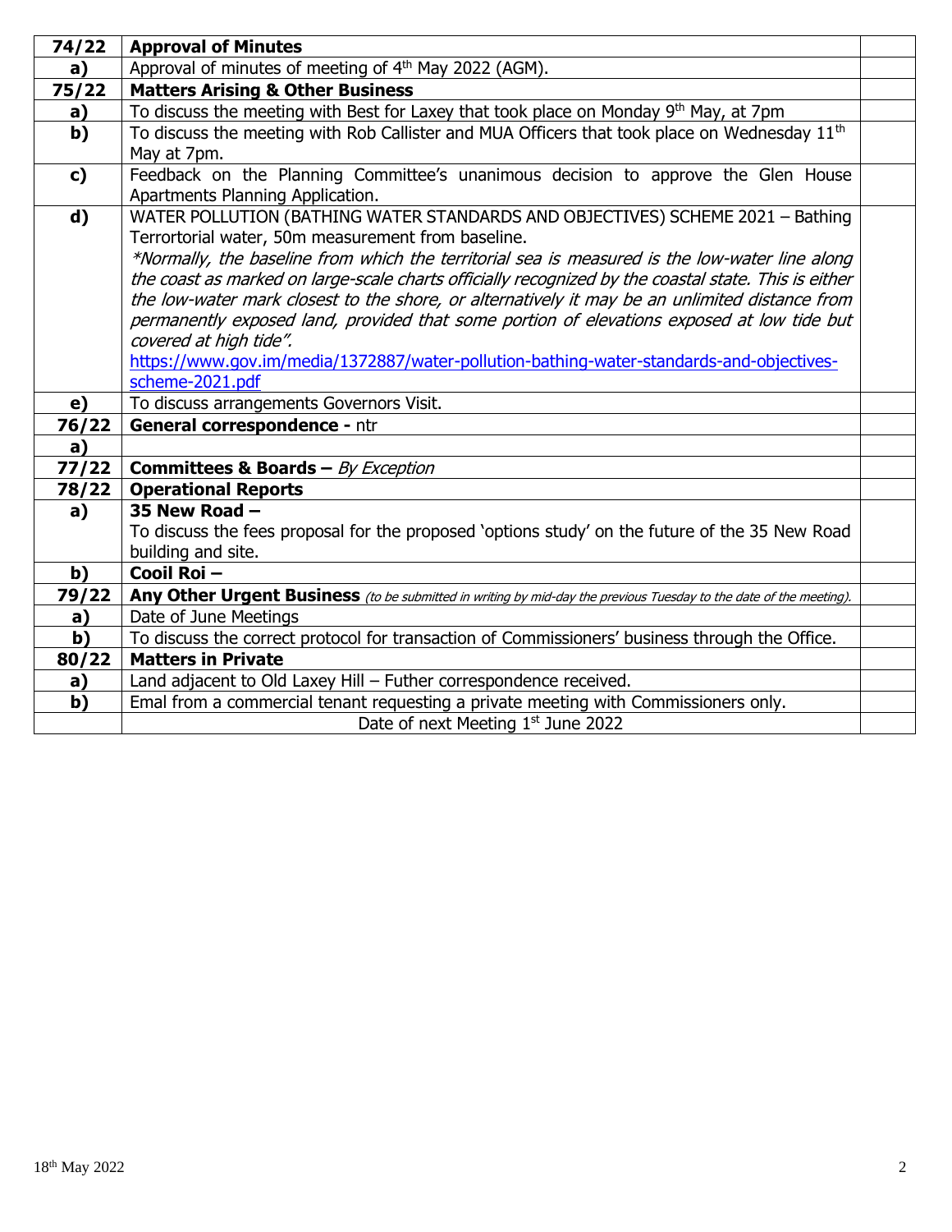| | | |
|---|---|---|
| **74/22** | **Approval of Minutes** | |
| **a)** | Approval of minutes of meeting of 4th May 2022 (AGM). | |
| **75/22** | **Matters Arising & Other Business** | |
| **a)** | To discuss the meeting with Best for Laxey that took place on Monday 9th May, at 7pm | |
| **b)** | To discuss the meeting with Rob Callister and MUA Officers that took place on Wednesday 11th May at 7pm. | |
| **c)** | Feedback on the Planning Committee's unanimous decision to approve the Glen House Apartments Planning Application. | |
| **d)** | WATER POLLUTION (BATHING WATER STANDARDS AND OBJECTIVES) SCHEME 2021 – Bathing Terrortorial water, 50m measurement from baseline. *\*Normally, the baseline from which the territorial sea is measured is the low-water line along the coast as marked on large-scale charts officially recognized by the coastal state. This is either the low-water mark closest to the shore, or alternatively it may be an unlimited distance from permanently exposed land, provided that some portion of elevations exposed at low tide but covered at high tide".* https://www.gov.im/media/1372887/water-pollution-bathing-water-standards-and-objectives-scheme-2021.pdf | |
| **e)** | To discuss arrangements Governors Visit. | |
| **76/22** | **General correspondence -** ntr | |
| **a)** | | |
| **77/22** | **Committees & Boards –** *By Exception* | |
| **78/22** | **Operational Reports** | |
| **a)** | **35 New Road –** To discuss the fees proposal for the proposed 'options study' on the future of the 35 New Road building and site. | |
| **b)** | **Cooil Roi –** | |
| **79/22** | **Any Other Urgent Business** *(to be submitted in writing by mid-day the previous Tuesday to the date of the meeting).* | |
| **a)** | Date of June Meetings | |
| **b)** | To discuss the correct protocol for transaction of Commissioners' business through the Office. | |
| **80/22** | **Matters in Private** | |
| **a)** | Land adjacent to Old Laxey Hill – Futher correspondence received. | |
| **b)** | Emal from a commercial tenant requesting a private meeting with Commissioners only. | |
| | Date of next Meeting 1st June 2022 | |

18th May 2022